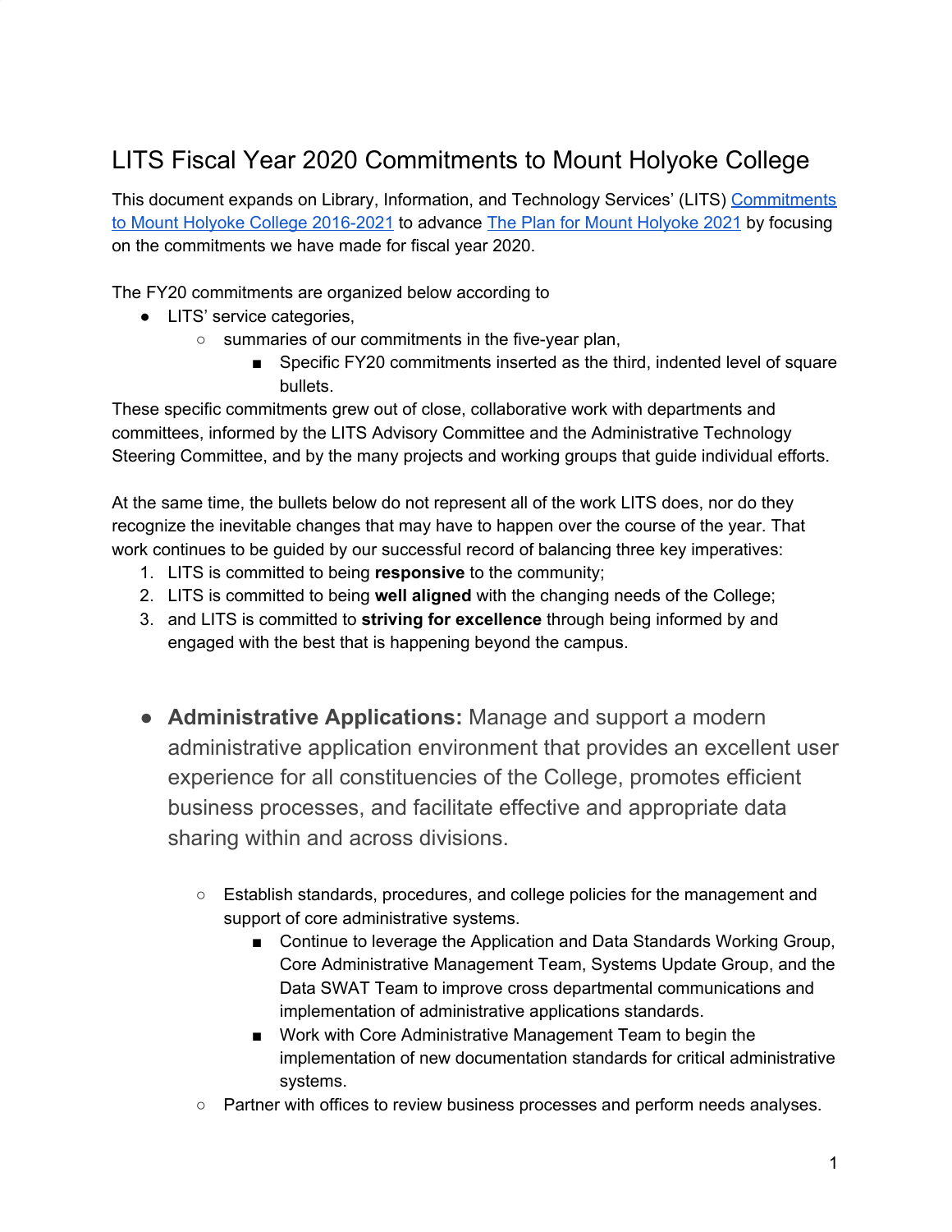# LITS Fiscal Year 2020 Commitments to Mount Holyoke College

This document expands on Library, Information, and Technology Services' (LITS) Commitments to Mount Holyoke College 2016-2021 to advance The Plan for Mount Holyoke 2021 by focusing on the commitments we have made for fiscal year 2020.

The FY20 commitments are organized below according to

- LITS' service categories,
  - summaries of our commitments in the five-year plan,
    - Specific FY20 commitments inserted as the third, indented level of square bullets.

These specific commitments grew out of close, collaborative work with departments and committees, informed by the LITS Advisory Committee and the Administrative Technology Steering Committee, and by the many projects and working groups that guide individual efforts.

At the same time, the bullets below do not represent all of the work LITS does, nor do they recognize the inevitable changes that may have to happen over the course of the year. That work continues to be guided by our successful record of balancing three key imperatives:

1. LITS is committed to being **responsive** to the community;
2. LITS is committed to being **well aligned** with the changing needs of the College;
3. and LITS is committed to **striving for excellence** through being informed by and engaged with the best that is happening beyond the campus.

- **Administrative Applications:** Manage and support a modern administrative application environment that provides an excellent user experience for all constituencies of the College, promotes efficient business processes, and facilitate effective and appropriate data sharing within and across divisions.
  - Establish standards, procedures, and college policies for the management and support of core administrative systems.
    - Continue to leverage the Application and Data Standards Working Group, Core Administrative Management Team, Systems Update Group, and the Data SWAT Team to improve cross departmental communications and implementation of administrative applications standards.
    - Work with Core Administrative Management Team to begin the implementation of new documentation standards for critical administrative systems.
  - Partner with offices to review business processes and perform needs analyses.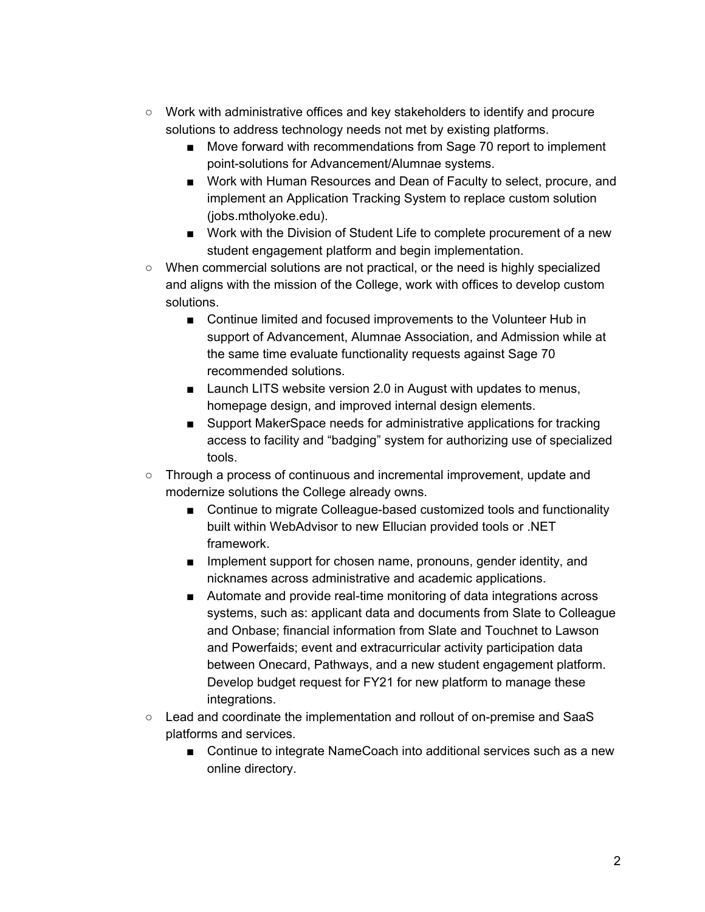- Work with administrative offices and key stakeholders to identify and procure solutions to address technology needs not met by existing platforms.
    - Move forward with recommendations from Sage 70 report to implement point-solutions for Advancement/Alumnae systems.
    - Work with Human Resources and Dean of Faculty to select, procure, and implement an Application Tracking System to replace custom solution (jobs.mtholyoke.edu).
    - Work with the Division of Student Life to complete procurement of a new student engagement platform and begin implementation.
- When commercial solutions are not practical, or the need is highly specialized and aligns with the mission of the College, work with offices to develop custom solutions.
    - Continue limited and focused improvements to the Volunteer Hub in support of Advancement, Alumnae Association, and Admission while at the same time evaluate functionality requests against Sage 70 recommended solutions.
    - Launch LITS website version 2.0 in August with updates to menus, homepage design, and improved internal design elements.
    - Support MakerSpace needs for administrative applications for tracking access to facility and "badging" system for authorizing use of specialized tools.
- Through a process of continuous and incremental improvement, update and modernize solutions the College already owns.
    - Continue to migrate Colleague-based customized tools and functionality built within WebAdvisor to new Ellucian provided tools or .NET framework.
    - Implement support for chosen name, pronouns, gender identity, and nicknames across administrative and academic applications.
    - Automate and provide real-time monitoring of data integrations across systems, such as: applicant data and documents from Slate to Colleague and Onbase; financial information from Slate and Touchnet to Lawson and Powerfaids; event and extracurricular activity participation data between Onecard, Pathways, and a new student engagement platform. Develop budget request for FY21 for new platform to manage these integrations.
- Lead and coordinate the implementation and rollout of on-premise and SaaS platforms and services.
    - Continue to integrate NameCoach into additional services such as a new online directory.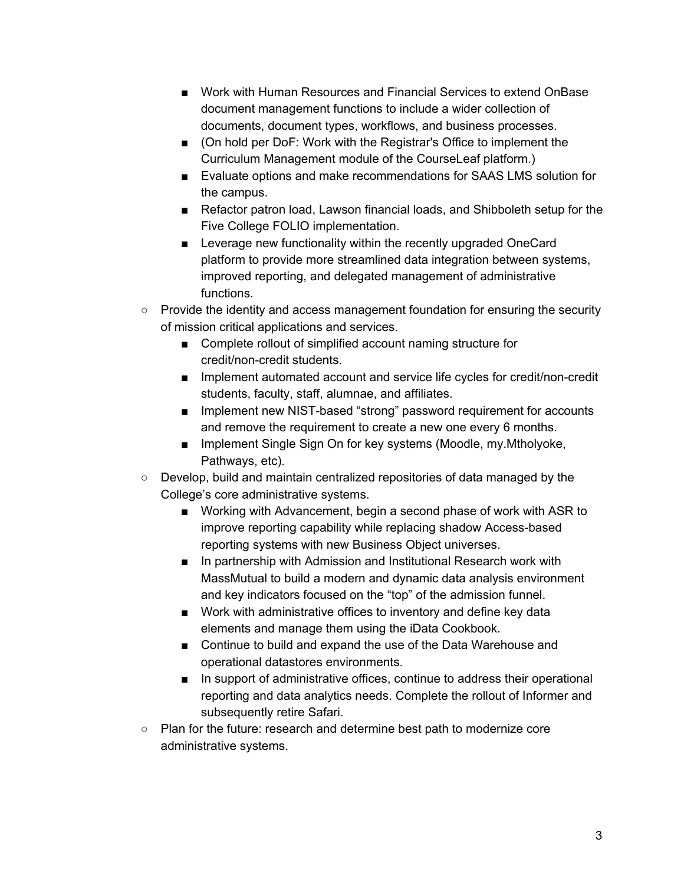- Work with Human Resources and Financial Services to extend OnBase document management functions to include a wider collection of documents, document types, workflows, and business processes.
    - (On hold per DoF: Work with the Registrar's Office to implement the Curriculum Management module of the CourseLeaf platform.)
    - Evaluate options and make recommendations for SAAS LMS solution for the campus.
    - Refactor patron load, Lawson financial loads, and Shibboleth setup for the Five College FOLIO implementation.
    - Leverage new functionality within the recently upgraded OneCard platform to provide more streamlined data integration between systems, improved reporting, and delegated management of administrative functions.
  - Provide the identity and access management foundation for ensuring the security of mission critical applications and services.
    - Complete rollout of simplified account naming structure for credit/non-credit students.
    - Implement automated account and service life cycles for credit/non-credit students, faculty, staff, alumnae, and affiliates.
    - Implement new NIST-based “strong” password requirement for accounts and remove the requirement to create a new one every 6 months.
    - Implement Single Sign On for key systems (Moodle, my.Mtholyoke, Pathways, etc).
  - Develop, build and maintain centralized repositories of data managed by the College’s core administrative systems.
    - Working with Advancement, begin a second phase of work with ASR to improve reporting capability while replacing shadow Access-based reporting systems with new Business Object universes.
    - In partnership with Admission and Institutional Research work with MassMutual to build a modern and dynamic data analysis environment and key indicators focused on the “top” of the admission funnel.
    - Work with administrative offices to inventory and define key data elements and manage them using the iData Cookbook.
    - Continue to build and expand the use of the Data Warehouse and operational datastores environments.
    - In support of administrative offices, continue to address their operational reporting and data analytics needs. Complete the rollout of Informer and subsequently retire Safari.
  - Plan for the future: research and determine best path to modernize core administrative systems.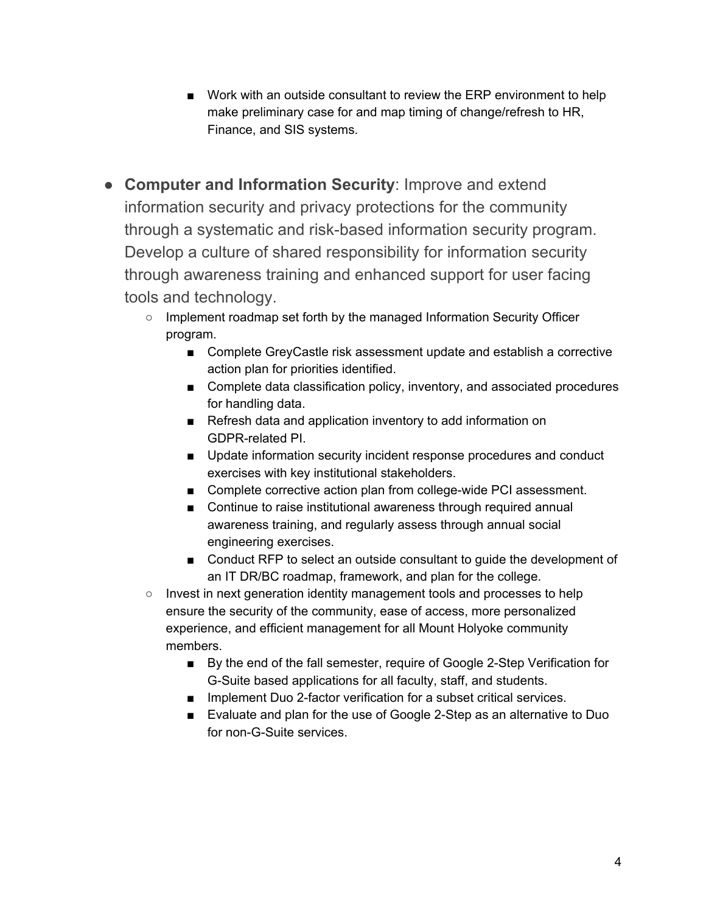- Work with an outside consultant to review the ERP environment to help make preliminary case for and map timing of change/refresh to HR, Finance, and SIS systems.

- **Computer and Information Security**: Improve and extend information security and privacy protections for the community through a systematic and risk-based information security program. Develop a culture of shared responsibility for information security through awareness training and enhanced support for user facing tools and technology.
    - Implement roadmap set forth by the managed Information Security Officer program.
        - Complete GreyCastle risk assessment update and establish a corrective action plan for priorities identified.
        - Complete data classification policy, inventory, and associated procedures for handling data.
        - Refresh data and application inventory to add information on GDPR-related PI.
        - Update information security incident response procedures and conduct exercises with key institutional stakeholders.
        - Complete corrective action plan from college-wide PCI assessment.
        - Continue to raise institutional awareness through required annual awareness training, and regularly assess through annual social engineering exercises.
        - Conduct RFP to select an outside consultant to guide the development of an IT DR/BC roadmap, framework, and plan for the college.
    - Invest in next generation identity management tools and processes to help ensure the security of the community, ease of access, more personalized experience, and efficient management for all Mount Holyoke community members.
        - By the end of the fall semester, require of Google 2-Step Verification for G-Suite based applications for all faculty, staff, and students.
        - Implement Duo 2-factor verification for a subset critical services.
        - Evaluate and plan for the use of Google 2-Step as an alternative to Duo for non-G-Suite services.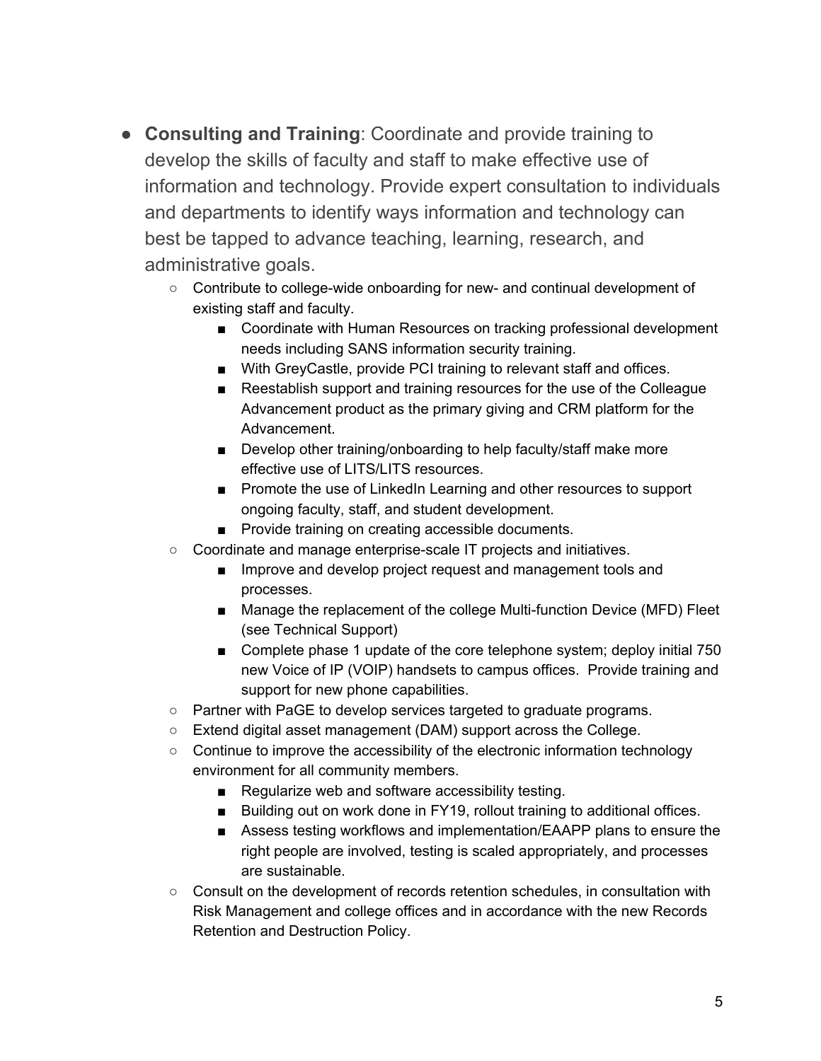- **Consulting and Training**: Coordinate and provide training to develop the skills of faculty and staff to make effective use of information and technology. Provide expert consultation to individuals and departments to identify ways information and technology can best be tapped to advance teaching, learning, research, and administrative goals.
    - Contribute to college-wide onboarding for new- and continual development of existing staff and faculty.
        - Coordinate with Human Resources on tracking professional development needs including SANS information security training.
        - With GreyCastle, provide PCI training to relevant staff and offices.
        - Reestablish support and training resources for the use of the Colleague Advancement product as the primary giving and CRM platform for the Advancement.
        - Develop other training/onboarding to help faculty/staff make more effective use of LITS/LITS resources.
        - Promote the use of LinkedIn Learning and other resources to support ongoing faculty, staff, and student development.
        - Provide training on creating accessible documents.
    - Coordinate and manage enterprise-scale IT projects and initiatives.
        - Improve and develop project request and management tools and processes.
        - Manage the replacement of the college Multi-function Device (MFD) Fleet (see Technical Support)
        - Complete phase 1 update of the core telephone system; deploy initial 750 new Voice of IP (VOIP) handsets to campus offices. Provide training and support for new phone capabilities.
    - Partner with PaGE to develop services targeted to graduate programs.
    - Extend digital asset management (DAM) support across the College.
    - Continue to improve the accessibility of the electronic information technology environment for all community members.
        - Regularize web and software accessibility testing.
        - Building out on work done in FY19, rollout training to additional offices.
        - Assess testing workflows and implementation/EAAPP plans to ensure the right people are involved, testing is scaled appropriately, and processes are sustainable.
    - Consult on the development of records retention schedules, in consultation with Risk Management and college offices and in accordance with the new Records Retention and Destruction Policy.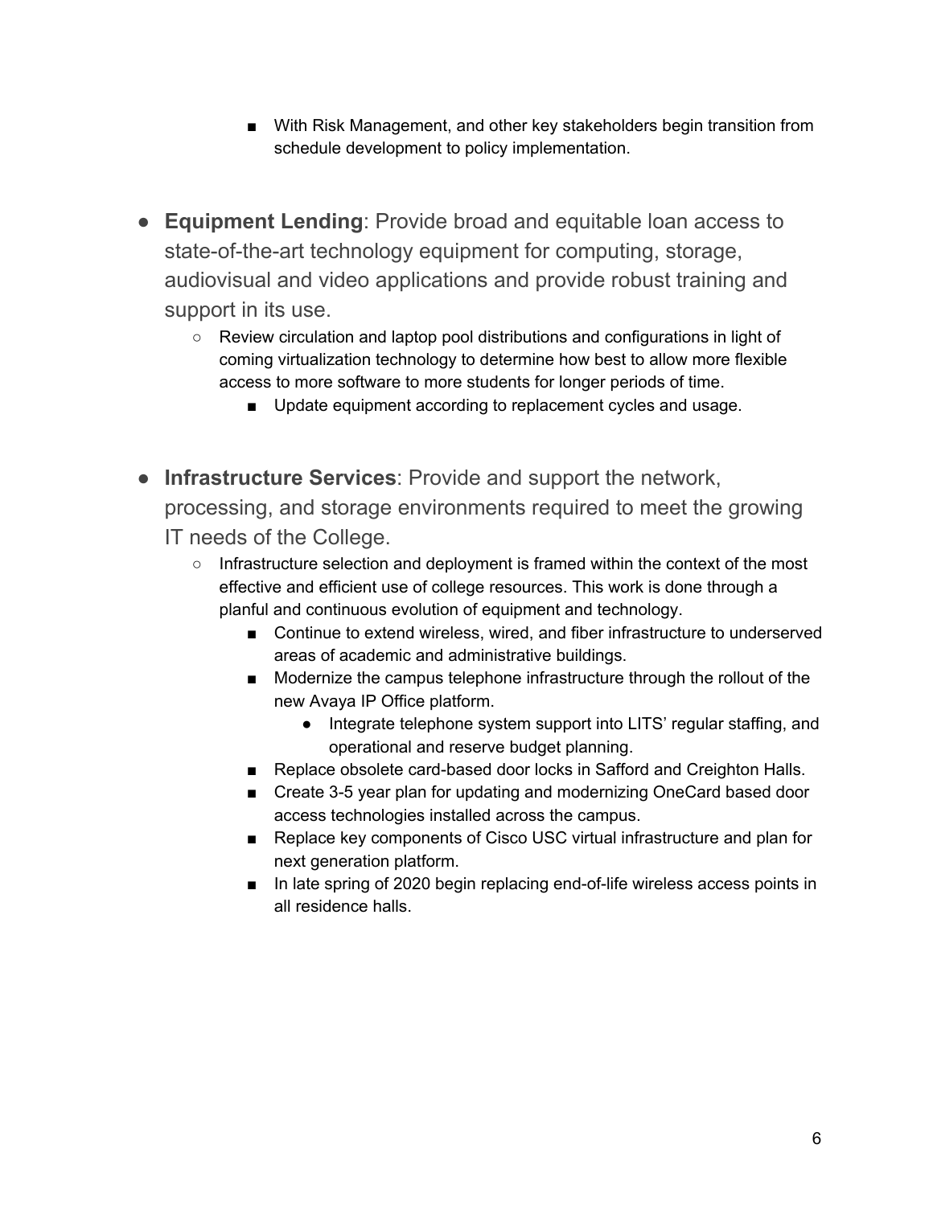- With Risk Management, and other key stakeholders begin transition from schedule development to policy implementation.

- **Equipment Lending**: Provide broad and equitable loan access to state-of-the-art technology equipment for computing, storage, audiovisual and video applications and provide robust training and support in its use.
    - Review circulation and laptop pool distributions and configurations in light of coming virtualization technology to determine how best to allow more flexible access to more software to more students for longer periods of time.
        - Update equipment according to replacement cycles and usage.

- **Infrastructure Services**: Provide and support the network, processing, and storage environments required to meet the growing IT needs of the College.
    - Infrastructure selection and deployment is framed within the context of the most effective and efficient use of college resources. This work is done through a planful and continuous evolution of equipment and technology.
        - Continue to extend wireless, wired, and fiber infrastructure to underserved areas of academic and administrative buildings.
        - Modernize the campus telephone infrastructure through the rollout of the new Avaya IP Office platform.
            - Integrate telephone system support into LITS' regular staffing, and operational and reserve budget planning.
        - Replace obsolete card-based door locks in Safford and Creighton Halls.
        - Create 3-5 year plan for updating and modernizing OneCard based door access technologies installed across the campus.
        - Replace key components of Cisco USC virtual infrastructure and plan for next generation platform.
        - In late spring of 2020 begin replacing end-of-life wireless access points in all residence halls.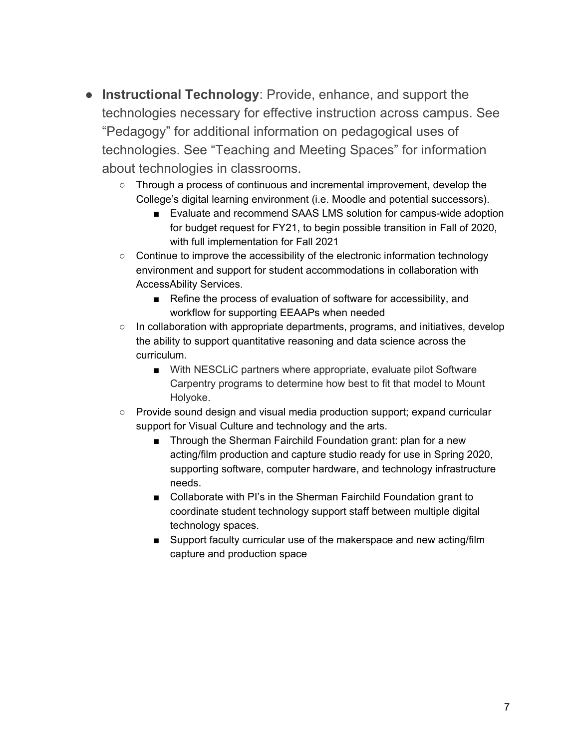- **Instructional Technology**: Provide, enhance, and support the technologies necessary for effective instruction across campus. See "Pedagogy" for additional information on pedagogical uses of technologies. See "Teaching and Meeting Spaces" for information about technologies in classrooms.
    - Through a process of continuous and incremental improvement, develop the College's digital learning environment (i.e. Moodle and potential successors).
        - Evaluate and recommend SAAS LMS solution for campus-wide adoption for budget request for FY21, to begin possible transition in Fall of 2020, with full implementation for Fall 2021
    - Continue to improve the accessibility of the electronic information technology environment and support for student accommodations in collaboration with AccessAbility Services.
        - Refine the process of evaluation of software for accessibility, and workflow for supporting EEAAPs when needed
    - In collaboration with appropriate departments, programs, and initiatives, develop the ability to support quantitative reasoning and data science across the curriculum.
        - With NESCLiC partners where appropriate, evaluate pilot Software Carpentry programs to determine how best to fit that model to Mount Holyoke.
    - Provide sound design and visual media production support; expand curricular support for Visual Culture and technology and the arts.
        - Through the Sherman Fairchild Foundation grant: plan for a new acting/film production and capture studio ready for use in Spring 2020, supporting software, computer hardware, and technology infrastructure needs.
        - Collaborate with PI's in the Sherman Fairchild Foundation grant to coordinate student technology support staff between multiple digital technology spaces.
        - Support faculty curricular use of the makerspace and new acting/film capture and production space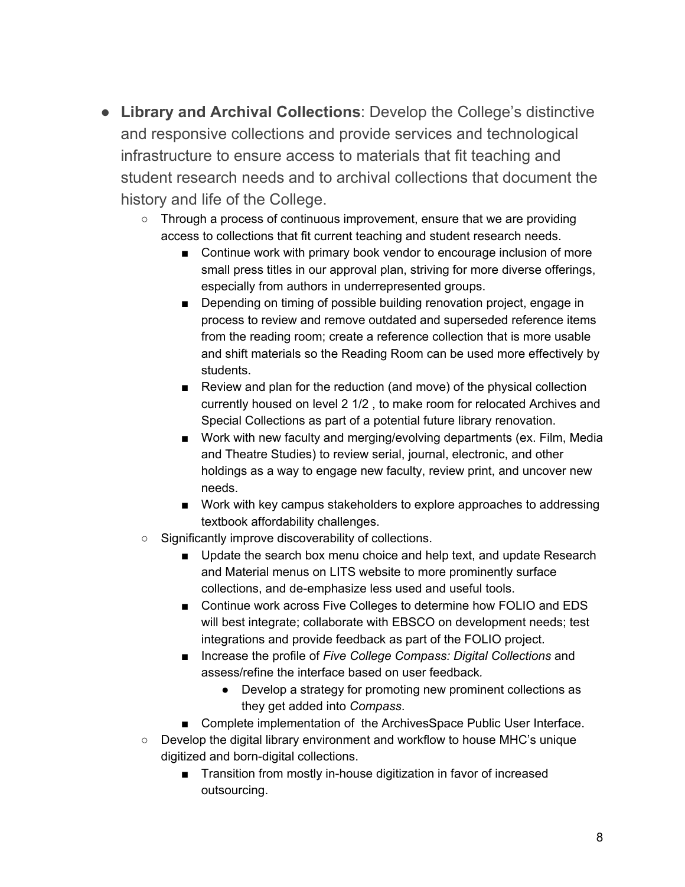- **Library and Archival Collections**: Develop the College's distinctive and responsive collections and provide services and technological infrastructure to ensure access to materials that fit teaching and student research needs and to archival collections that document the history and life of the College.
    - Through a process of continuous improvement, ensure that we are providing access to collections that fit current teaching and student research needs.
        - Continue work with primary book vendor to encourage inclusion of more small press titles in our approval plan, striving for more diverse offerings, especially from authors in underrepresented groups.
        - Depending on timing of possible building renovation project, engage in process to review and remove outdated and superseded reference items from the reading room; create a reference collection that is more usable and shift materials so the Reading Room can be used more effectively by students.
        - Review and plan for the reduction (and move) of the physical collection currently housed on level 2 1/2 , to make room for relocated Archives and Special Collections as part of a potential future library renovation.
        - Work with new faculty and merging/evolving departments (ex. Film, Media and Theatre Studies) to review serial, journal, electronic, and other holdings as a way to engage new faculty, review print, and uncover new needs.
        - Work with key campus stakeholders to explore approaches to addressing textbook affordability challenges.
    - Significantly improve discoverability of collections.
        - Update the search box menu choice and help text, and update Research and Material menus on LITS website to more prominently surface collections, and de-emphasize less used and useful tools.
        - Continue work across Five Colleges to determine how FOLIO and EDS will best integrate; collaborate with EBSCO on development needs; test integrations and provide feedback as part of the FOLIO project.
        - Increase the profile of *Five College Compass: Digital Collections* and assess/refine the interface based on user feedback.
            - Develop a strategy for promoting new prominent collections as they get added into *Compass*.
        - Complete implementation of the ArchivesSpace Public User Interface.
    - Develop the digital library environment and workflow to house MHC's unique digitized and born-digital collections.
        - Transition from mostly in-house digitization in favor of increased outsourcing.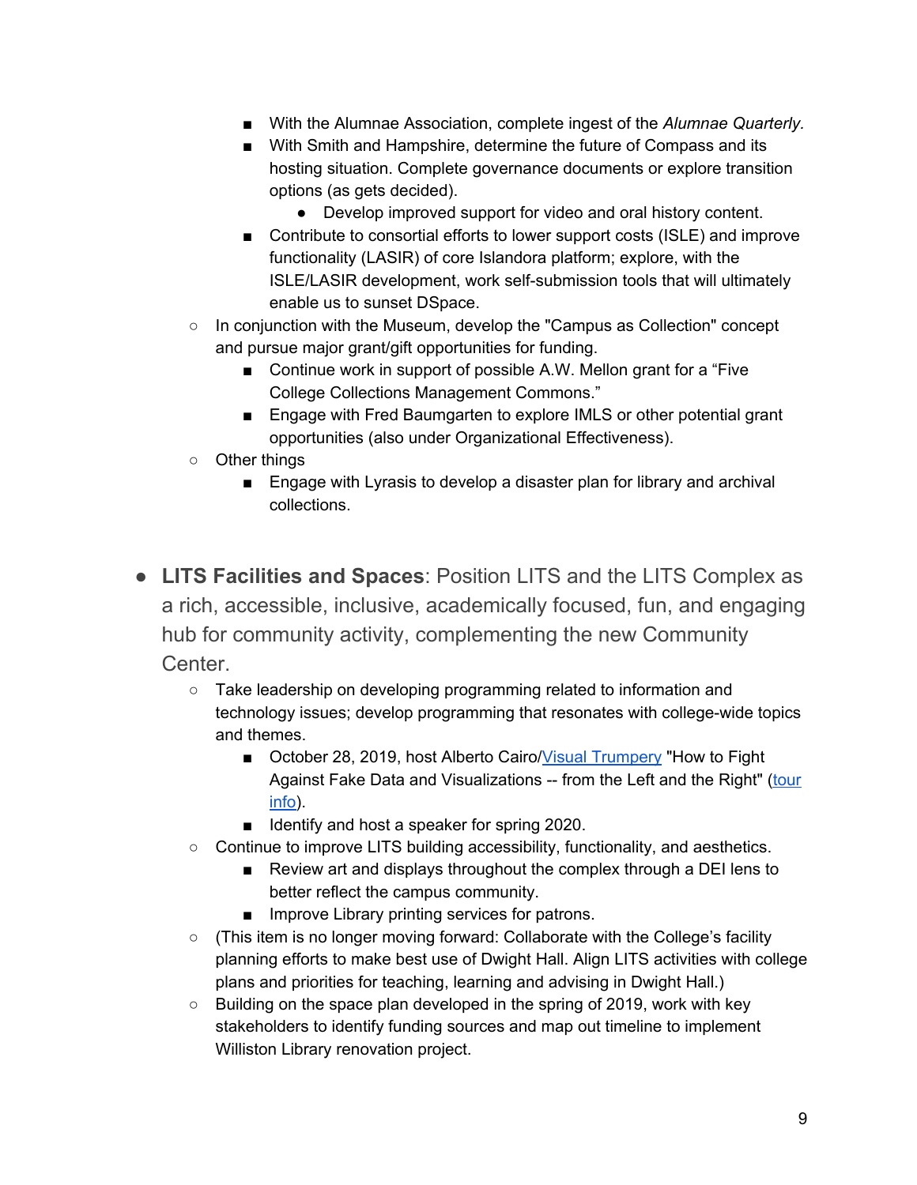- With the Alumnae Association, complete ingest of the *Alumnae Quarterly*.
        - With Smith and Hampshire, determine the future of Compass and its hosting situation. Complete governance documents or explore transition options (as gets decided).
            - Develop improved support for video and oral history content.
        - Contribute to consortial efforts to lower support costs (ISLE) and improve functionality (LASIR) of core Islandora platform; explore, with the ISLE/LASIR development, work self-submission tools that will ultimately enable us to sunset DSpace.
    - In conjunction with the Museum, develop the "Campus as Collection" concept and pursue major grant/gift opportunities for funding.
        - Continue work in support of possible A.W. Mellon grant for a "Five College Collections Management Commons."
        - Engage with Fred Baumgarten to explore IMLS or other potential grant opportunities (also under Organizational Effectiveness).
    - Other things
        - Engage with Lyrasis to develop a disaster plan for library and archival collections.

- **LITS Facilities and Spaces**: Position LITS and the LITS Complex as a rich, accessible, inclusive, academically focused, fun, and engaging hub for community activity, complementing the new Community Center.
    - Take leadership on developing programming related to information and technology issues; develop programming that resonates with college-wide topics and themes.
        - October 28, 2019, host Alberto Cairo/Visual Trumpery "How to Fight Against Fake Data and Visualizations -- from the Left and the Right" (tour info).
        - Identify and host a speaker for spring 2020.
    - Continue to improve LITS building accessibility, functionality, and aesthetics.
        - Review art and displays throughout the complex through a DEI lens to better reflect the campus community.
        - Improve Library printing services for patrons.
    - (This item is no longer moving forward: Collaborate with the College's facility planning efforts to make best use of Dwight Hall. Align LITS activities with college plans and priorities for teaching, learning and advising in Dwight Hall.)
    - Building on the space plan developed in the spring of 2019, work with key stakeholders to identify funding sources and map out timeline to implement Williston Library renovation project.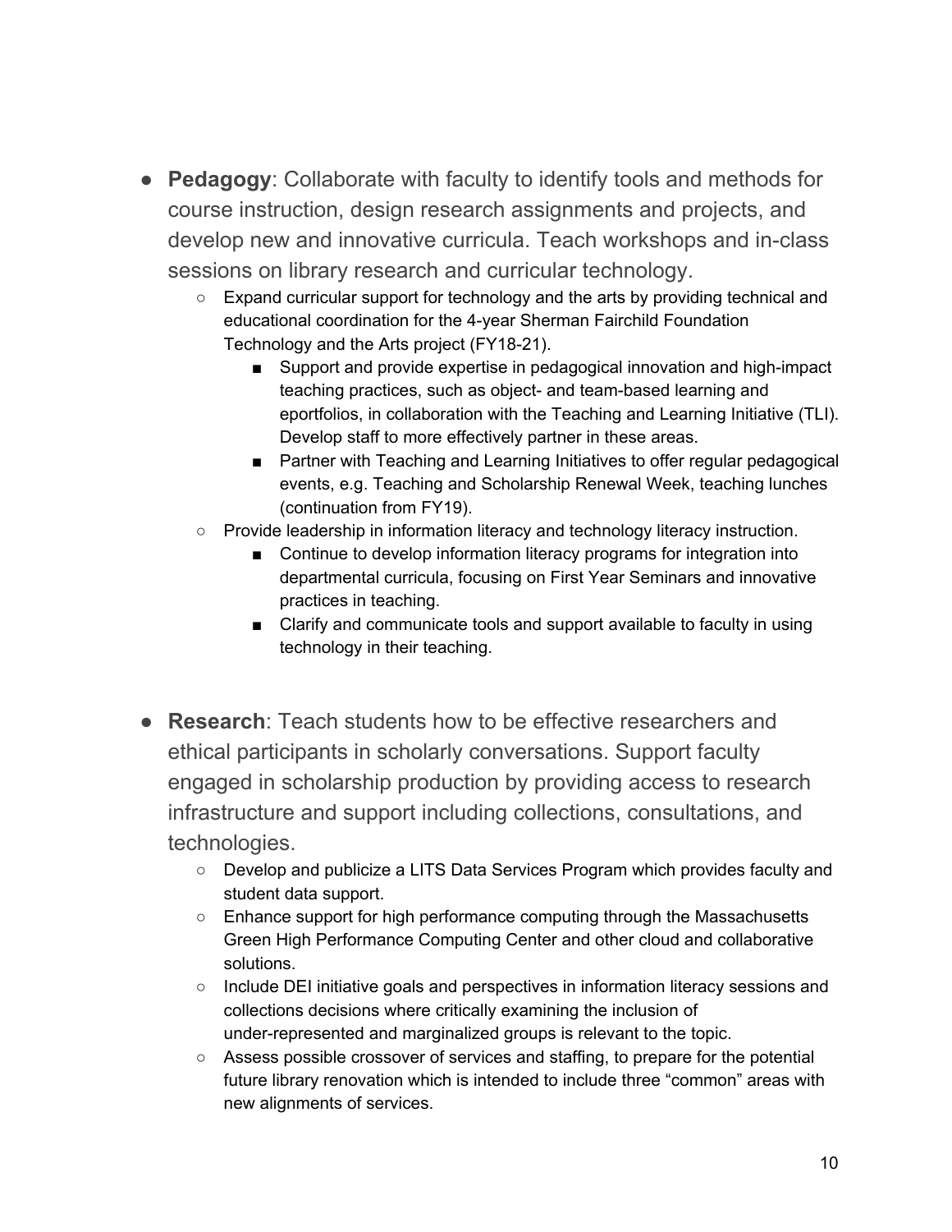- **Pedagogy**: Collaborate with faculty to identify tools and methods for course instruction, design research assignments and projects, and develop new and innovative curricula. Teach workshops and in-class sessions on library research and curricular technology.
    - Expand curricular support for technology and the arts by providing technical and educational coordination for the 4-year Sherman Fairchild Foundation Technology and the Arts project (FY18-21).
        - Support and provide expertise in pedagogical innovation and high-impact teaching practices, such as object- and team-based learning and eportfolios, in collaboration with the Teaching and Learning Initiative (TLI). Develop staff to more effectively partner in these areas.
        - Partner with Teaching and Learning Initiatives to offer regular pedagogical events, e.g. Teaching and Scholarship Renewal Week, teaching lunches (continuation from FY19).
    - Provide leadership in information literacy and technology literacy instruction.
        - Continue to develop information literacy programs for integration into departmental curricula, focusing on First Year Seminars and innovative practices in teaching.
        - Clarify and communicate tools and support available to faculty in using technology in their teaching.

- **Research**: Teach students how to be effective researchers and ethical participants in scholarly conversations. Support faculty engaged in scholarship production by providing access to research infrastructure and support including collections, consultations, and technologies.
    - Develop and publicize a LITS Data Services Program which provides faculty and student data support.
    - Enhance support for high performance computing through the Massachusetts Green High Performance Computing Center and other cloud and collaborative solutions.
    - Include DEI initiative goals and perspectives in information literacy sessions and collections decisions where critically examining the inclusion of under-represented and marginalized groups is relevant to the topic.
    - Assess possible crossover of services and staffing, to prepare for the potential future library renovation which is intended to include three "common" areas with new alignments of services.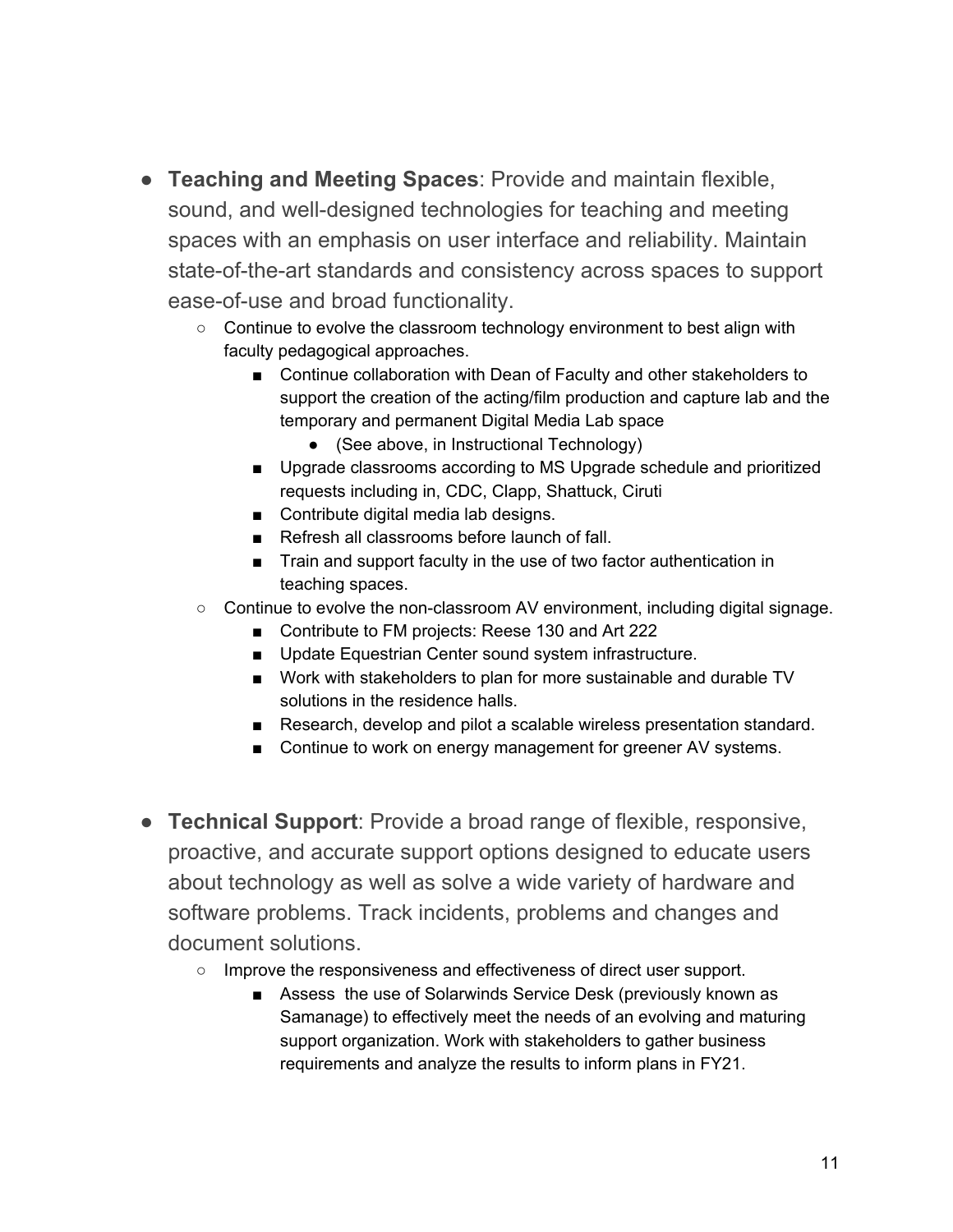- **Teaching and Meeting Spaces**: Provide and maintain flexible, sound, and well-designed technologies for teaching and meeting spaces with an emphasis on user interface and reliability. Maintain state-of-the-art standards and consistency across spaces to support ease-of-use and broad functionality.
    - Continue to evolve the classroom technology environment to best align with faculty pedagogical approaches.
        - Continue collaboration with Dean of Faculty and other stakeholders to support the creation of the acting/film production and capture lab and the temporary and permanent Digital Media Lab space
            - (See above, in Instructional Technology)
        - Upgrade classrooms according to MS Upgrade schedule and prioritized requests including in, CDC, Clapp, Shattuck, Ciruti
        - Contribute digital media lab designs.
        - Refresh all classrooms before launch of fall.
        - Train and support faculty in the use of two factor authentication in teaching spaces.
    - Continue to evolve the non-classroom AV environment, including digital signage.
        - Contribute to FM projects: Reese 130 and Art 222
        - Update Equestrian Center sound system infrastructure.
        - Work with stakeholders to plan for more sustainable and durable TV solutions in the residence halls.
        - Research, develop and pilot a scalable wireless presentation standard.
        - Continue to work on energy management for greener AV systems.

- **Technical Support**: Provide a broad range of flexible, responsive, proactive, and accurate support options designed to educate users about technology as well as solve a wide variety of hardware and software problems. Track incidents, problems and changes and document solutions.
    - Improve the responsiveness and effectiveness of direct user support.
        - Assess the use of Solarwinds Service Desk (previously known as Samanage) to effectively meet the needs of an evolving and maturing support organization. Work with stakeholders to gather business requirements and analyze the results to inform plans in FY21.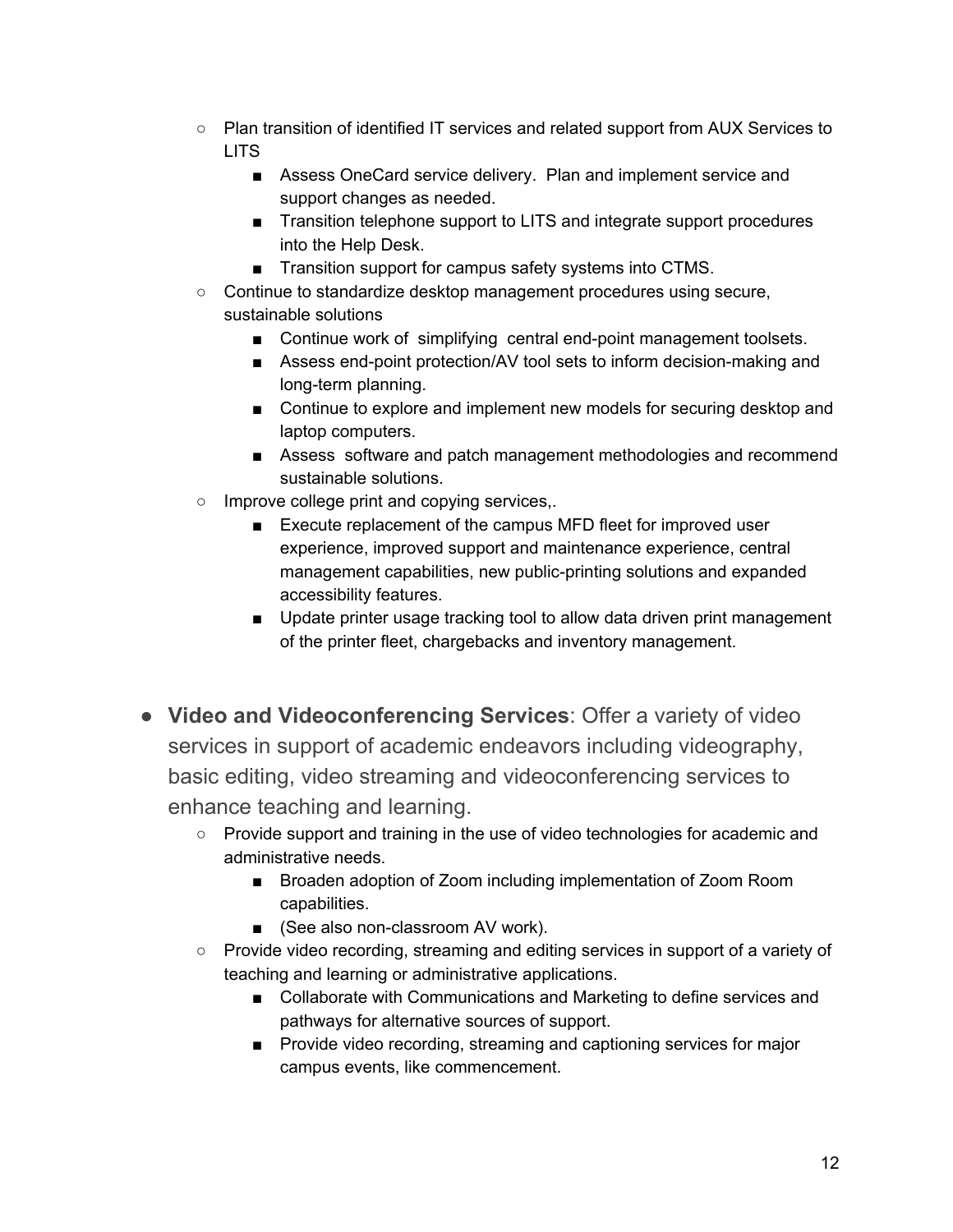- Plan transition of identified IT services and related support from AUX Services to LITS
  - Assess OneCard service delivery.  Plan and implement service and support changes as needed.
  - Transition telephone support to LITS and integrate support procedures into the Help Desk.
  - Transition support for campus safety systems into CTMS.
- Continue to standardize desktop management procedures using secure, sustainable solutions
  - Continue work of  simplifying  central end-point management toolsets.
  - Assess end-point protection/AV tool sets to inform decision-making and long-term planning.
  - Continue to explore and implement new models for securing desktop and laptop computers.
  - Assess  software and patch management methodologies and recommend sustainable solutions.
- Improve college print and copying services,.
  - Execute replacement of the campus MFD fleet for improved user experience, improved support and maintenance experience, central management capabilities, new public-printing solutions and expanded accessibility features.
  - Update printer usage tracking tool to allow data driven print management of the printer fleet, chargebacks and inventory management.

- **Video and Videoconferencing Services**: Offer a variety of video services in support of academic endeavors including videography, basic editing, video streaming and videoconferencing services to enhance teaching and learning.
  - Provide support and training in the use of video technologies for academic and administrative needs.
    - Broaden adoption of Zoom including implementation of Zoom Room capabilities.
    - (See also non-classroom AV work).
  - Provide video recording, streaming and editing services in support of a variety of teaching and learning or administrative applications.
    - Collaborate with Communications and Marketing to define services and pathways for alternative sources of support.
    - Provide video recording, streaming and captioning services for major campus events, like commencement.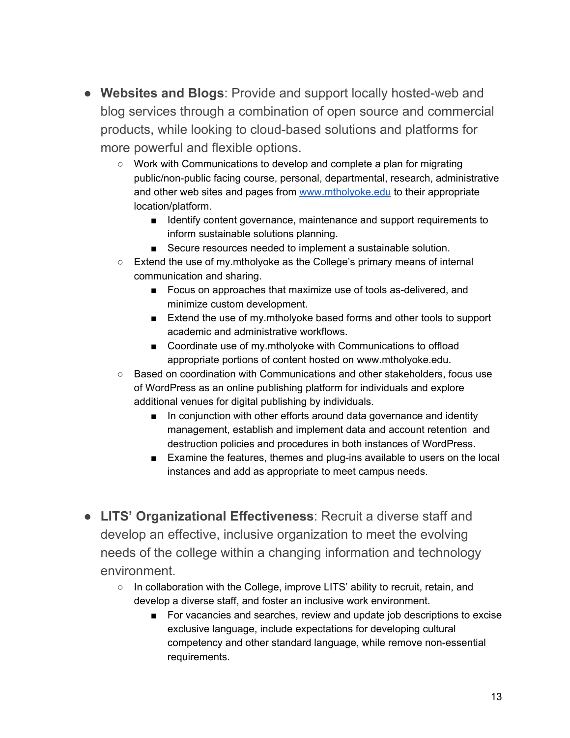- **Websites and Blogs**: Provide and support locally hosted-web and blog services through a combination of open source and commercial products, while looking to cloud-based solutions and platforms for more powerful and flexible options.
  - Work with Communications to develop and complete a plan for migrating public/non-public facing course, personal, departmental, research, administrative and other web sites and pages from [www.mtholyoke.edu](http://www.mtholyoke.edu) to their appropriate location/platform.
    - Identify content governance, maintenance and support requirements to inform sustainable solutions planning.
    - Secure resources needed to implement a sustainable solution.
  - Extend the use of my.mtholyoke as the College's primary means of internal communication and sharing.
    - Focus on approaches that maximize use of tools as-delivered, and minimize custom development.
    - Extend the use of my.mtholyoke based forms and other tools to support academic and administrative workflows.
    - Coordinate use of my.mtholyoke with Communications to offload appropriate portions of content hosted on www.mtholyoke.edu.
  - Based on coordination with Communications and other stakeholders, focus use of WordPress as an online publishing platform for individuals and explore additional venues for digital publishing by individuals.
    - In conjunction with other efforts around data governance and identity management, establish and implement data and account retention and destruction policies and procedures in both instances of WordPress.
    - Examine the features, themes and plug-ins available to users on the local instances and add as appropriate to meet campus needs.

- **LITS' Organizational Effectiveness**: Recruit a diverse staff and develop an effective, inclusive organization to meet the evolving needs of the college within a changing information and technology environment.
  - In collaboration with the College, improve LITS' ability to recruit, retain, and develop a diverse staff, and foster an inclusive work environment.
    - For vacancies and searches, review and update job descriptions to excise exclusive language, include expectations for developing cultural competency and other standard language, while remove non-essential requirements.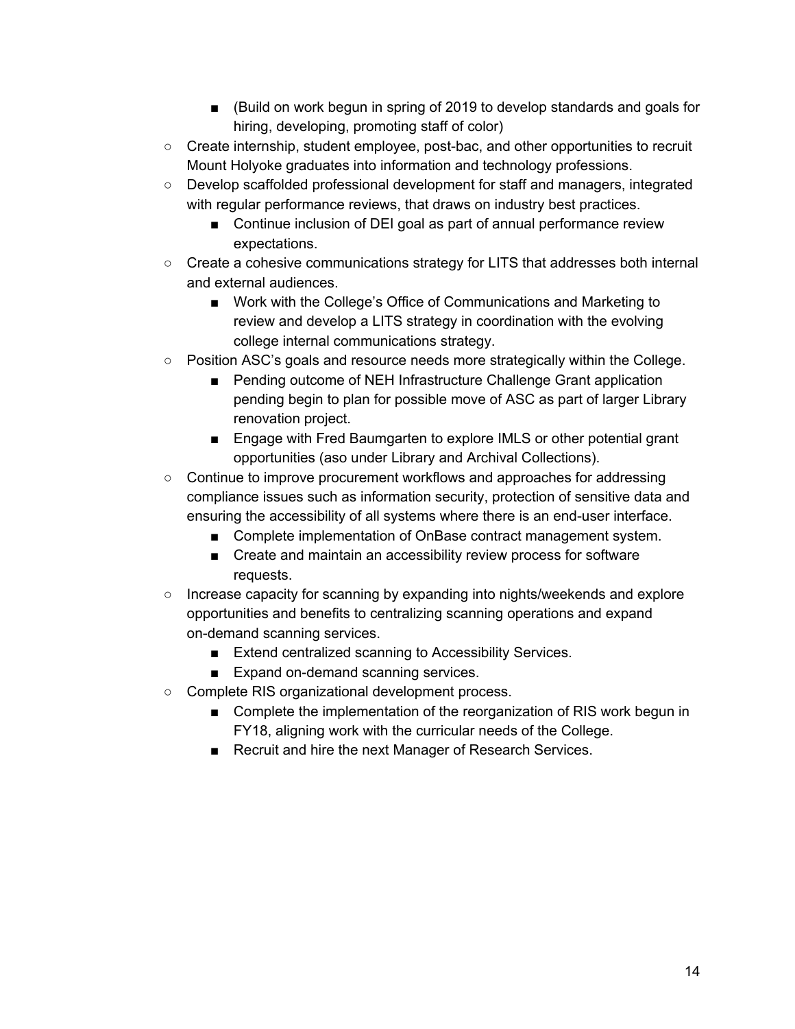- (Build on work begun in spring of 2019 to develop standards and goals for hiring, developing, promoting staff of color)
    - Create internship, student employee, post-bac, and other opportunities to recruit Mount Holyoke graduates into information and technology professions.
    - Develop scaffolded professional development for staff and managers, integrated with regular performance reviews, that draws on industry best practices.
        - Continue inclusion of DEI goal as part of annual performance review expectations.
    - Create a cohesive communications strategy for LITS that addresses both internal and external audiences.
        - Work with the College's Office of Communications and Marketing to review and develop a LITS strategy in coordination with the evolving college internal communications strategy.
    - Position ASC's goals and resource needs more strategically within the College.
        - Pending outcome of NEH Infrastructure Challenge Grant application pending begin to plan for possible move of ASC as part of larger Library renovation project.
        - Engage with Fred Baumgarten to explore IMLS or other potential grant opportunities (aso under Library and Archival Collections).
    - Continue to improve procurement workflows and approaches for addressing compliance issues such as information security, protection of sensitive data and ensuring the accessibility of all systems where there is an end-user interface.
        - Complete implementation of OnBase contract management system.
        - Create and maintain an accessibility review process for software requests.
    - Increase capacity for scanning by expanding into nights/weekends and explore opportunities and benefits to centralizing scanning operations and expand on-demand scanning services.
        - Extend centralized scanning to Accessibility Services.
        - Expand on-demand scanning services.
    - Complete RIS organizational development process.
        - Complete the implementation of the reorganization of RIS work begun in FY18, aligning work with the curricular needs of the College.
        - Recruit and hire the next Manager of Research Services.